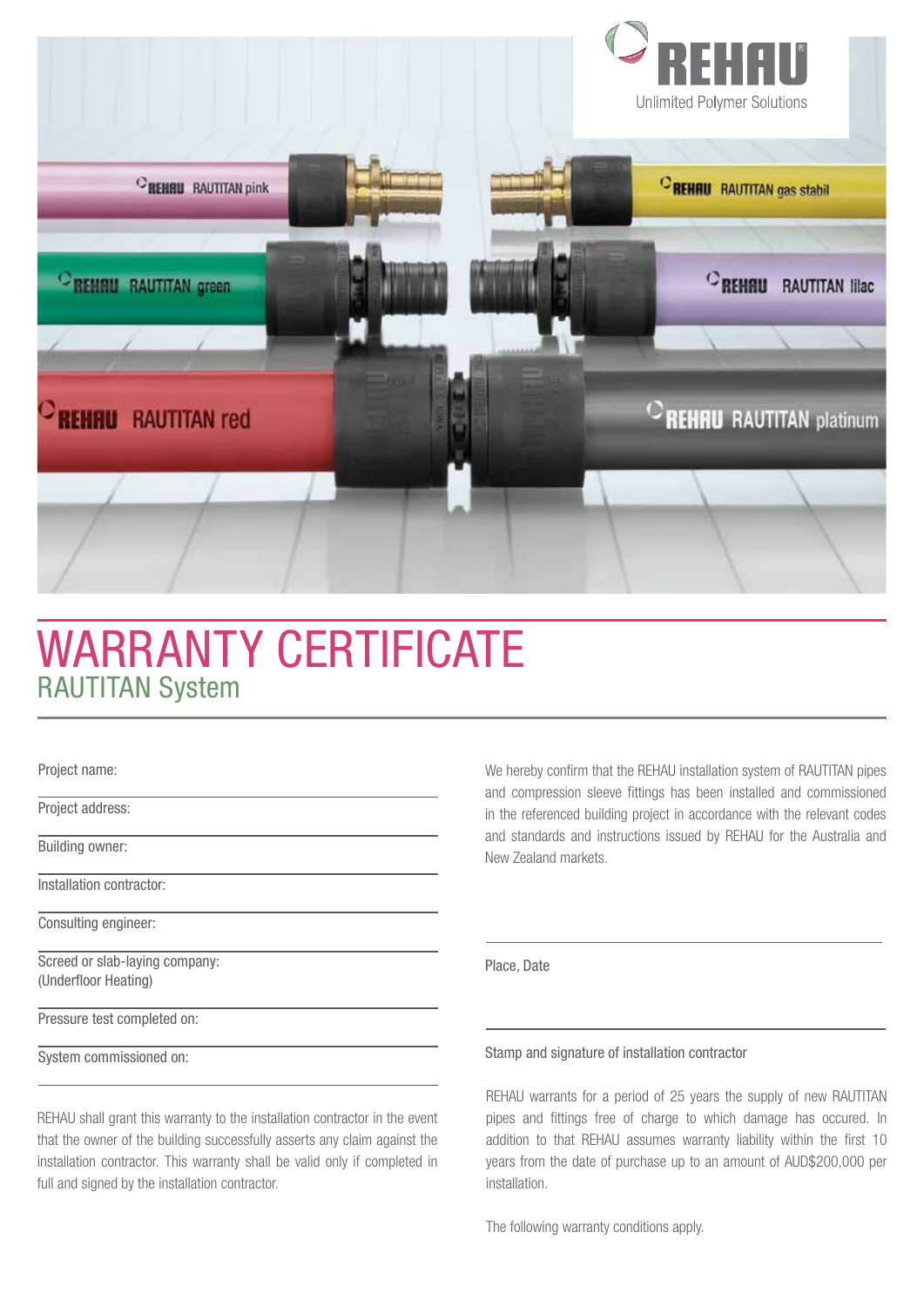# WARRANTY CERTIFICATE

## RAUTITAN System

Project name:

Project address:

Building owner:

Installation contractor:

Consulting engineer:

Screed or slab-laying company:
(Underfloor Heating)

Pressure test completed on:

System commissioned on:

REHAU shall grant this warranty to the installation contractor in the event that the owner of the building successfully asserts any claim against the installation contractor. This warranty shall be valid only if completed in full and signed by the installation contractor.

We hereby confirm that the REHAU installation system of RAUTITAN pipes and compression sleeve fittings has been installed and commissioned in the referenced building project in accordance with the relevant codes and standards and instructions issued by REHAU for the Australia and New Zealand markets.

Place, Date

Stamp and signature of installation contractor

REHAU warrants for a period of 25 years the supply of new RAUTITAN pipes and fittings free of charge to which damage has occured. In addition to that REHAU assumes warranty liability within the first 10 years from the date of purchase up to an amount of AUD$200,000 per installation.

The following warranty conditions apply.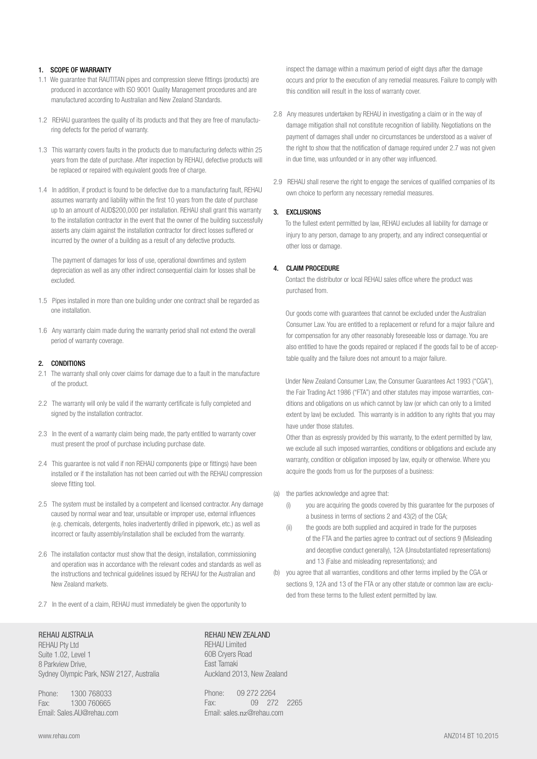## 1. SCOPE OF WARRANTY

1.1 We guarantee that RAUTITAN pipes and compression sleeve fittings (products) are produced in accordance with ISO 9001 Quality Management procedures and are manufactured according to Australian and New Zealand Standards.

1.2 REHAU guarantees the quality of its products and that they are free of manufacturing defects for the period of warranty.

1.3 This warranty covers faults in the products due to manufacturing defects within 25 years from the date of purchase. After inspection by REHAU, defective products will be replaced or repaired with equivalent goods free of charge.

1.4 In addition, if product is found to be defective due to a manufacturing fault, REHAU assumes warranty and liability within the first 10 years from the date of purchase up to an amount of AUD$200,000 per installation. REHAU shall grant this warranty to the installation contractor in the event that the owner of the building successfully asserts any claim against the installation contractor for direct losses suffered or incurred by the owner of a building as a result of any defective products.

The payment of damages for loss of use, operational downtimes and system depreciation as well as any other indirect consequential claim for losses shall be excluded.

1.5 Pipes installed in more than one building under one contract shall be regarded as one installation.

1.6 Any warranty claim made during the warranty period shall not extend the overall period of warranty coverage.

## 2. CONDITIONS

2.1 The warranty shall only cover claims for damage due to a fault in the manufacture of the product.

2.2 The warranty will only be valid if the warranty certificate is fully completed and signed by the installation contractor.

2.3 In the event of a warranty claim being made, the party entitled to warranty cover must present the proof of purchase including purchase date.

2.4 This guarantee is not valid if non REHAU components (pipe or fittings) have been installed or if the installation has not been carried out with the REHAU compression sleeve fitting tool.

2.5 The system must be installed by a competent and licensed contractor. Any damage caused by normal wear and tear, unsuitable or improper use, external influences (e.g. chemicals, detergents, holes inadvertently drilled in pipework, etc.) as well as incorrect or faulty assembly/installation shall be excluded from the warranty.

2.6 The installation contactor must show that the design, installation, commissioning and operation was in accordance with the relevant codes and standards as well as the instructions and technical guidelines issued by REHAU for the Australian and New Zealand markets.

2.7 In the event of a claim, REHAU must immediately be given the opportunity to inspect the damage within a maximum period of eight days after the damage occurs and prior to the execution of any remedial measures. Failure to comply with this condition will result in the loss of warranty cover.

2.8 Any measures undertaken by REHAU in investigating a claim or in the way of damage mitigation shall not constitute recognition of liability. Negotiations on the payment of damages shall under no circumstances be understood as a waiver of the right to show that the notification of damage required under 2.7 was not given in due time, was unfounded or in any other way influenced.

2.9 REHAU shall reserve the right to engage the services of qualified companies of its own choice to perform any necessary remedial measures.

## 3. EXCLUSIONS

To the fullest extent permitted by law, REHAU excludes all liability for damage or injury to any person, damage to any property, and any indirect consequential or other loss or damage.

## 4. CLAIM PROCEDURE

Contact the distributor or local REHAU sales office where the product was purchased from.

Our goods come with guarantees that cannot be excluded under the Australian Consumer Law. You are entitled to a replacement or refund for a major failure and for compensation for any other reasonably foreseeable loss or damage. You are also entitled to have the goods repaired or replaced if the goods fail to be of acceptable quality and the failure does not amount to a major failure.

Under New Zealand Consumer Law, the Consumer Guarantees Act 1993 ("CGA"), the Fair Trading Act 1986 ("FTA") and other statutes may impose warranties, conditions and obligations on us which cannot by law (or which can only to a limited extent by law) be excluded. This warranty is in addition to any rights that you may have under those statutes.

Other than as expressly provided by this warranty, to the extent permitted by law, we exclude all such imposed warranties, conditions or obligations and exclude any warranty, condition or obligation imposed by law, equity or otherwise. Where you acquire the goods from us for the purposes of a business:

(a) the parties acknowledge and agree that:
  - (i) you are acquiring the goods covered by this guarantee for the purposes of a business in terms of sections 2 and 43(2) of the CGA;
  - (ii) the goods are both supplied and acquired in trade for the purposes of the FTA and the parties agree to contract out of sections 9 (Misleading and deceptive conduct generally), 12A (Unsubstantiated representations) and 13 (False and misleading representations); and

(b) you agree that all warranties, conditions and other terms implied by the CGA or sections 9, 12A and 13 of the FTA or any other statute or common law are excluded from these terms to the fullest extent permitted by law.

**REHAU AUSTRALIA**
REHAU Pty Ltd
Suite 1.02, Level 1
8 Parkview Drive,
Sydney Olympic Park, NSW 2127, Australia

Phone: 1300 768033
Fax: 1300 760665
Email: Sales.AU@rehau.com

**REHAU NEW ZEALAND**
REHAU Limited
60B Cryers Road
East Tamaki
Auckland 2013, New Zealand

Phone: 09 272 2264
Fax: 09 272 2265
Email: sales.nz@rehau.com

www.rehau.com

ANZ014 BT 10.2015